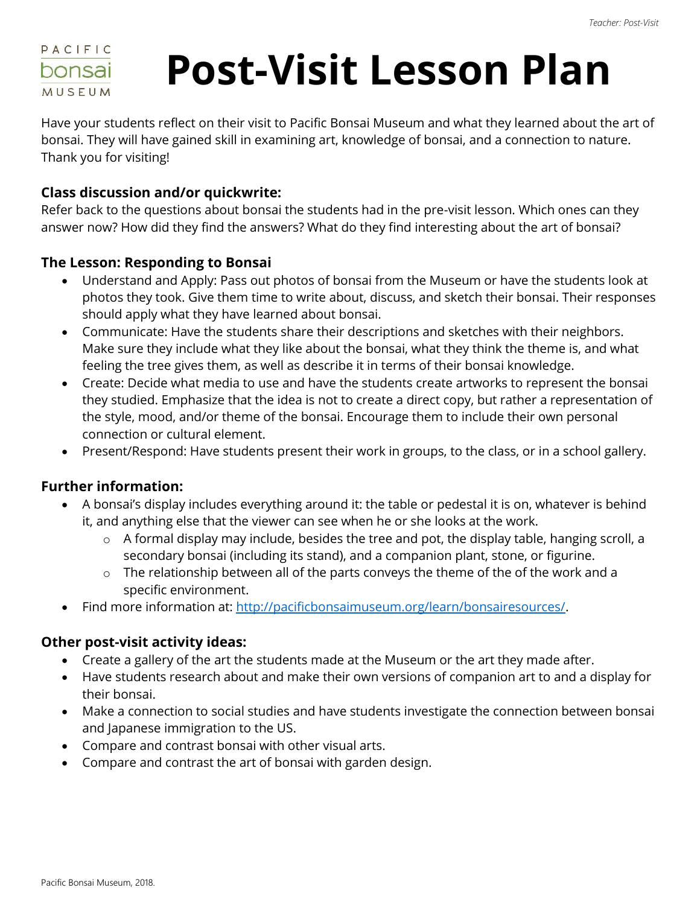# Post-Visit Lesson Plan

Have your students reflect on their visit to Pacific Bonsai Museum and what they learned about the art of bonsai. They will have gained skill in examining art, knowledge of bonsai, and a connection to nature. Thank you for visiting!

### Class discussion and/or quickwrite:

Refer back to the questions about bonsai the students had in the pre-visit lesson. Which ones can they answer now? How did they find the answers? What do they find interesting about the art of bonsai?

### The Lesson: Responding to Bonsai

- Understand and Apply: Pass out photos of bonsai from the Museum or have the students look at photos they took. Give them time to write about, discuss, and sketch their bonsai. Their responses should apply what they have learned about bonsai.
- Communicate: Have the students share their descriptions and sketches with their neighbors. Make sure they include what they like about the bonsai, what they think the theme is, and what feeling the tree gives them, as well as describe it in terms of their bonsai knowledge.
- Create: Decide what media to use and have the students create artworks to represent the bonsai they studied. Emphasize that the idea is not to create a direct copy, but rather a representation of the style, mood, and/or theme of the bonsai. Encourage them to include their own personal connection or cultural element.
- Present/Respond: Have students present their work in groups, to the class, or in a school gallery.

### Further information:

- A bonsai's display includes everything around it: the table or pedestal it is on, whatever is behind it, and anything else that the viewer can see when he or she looks at the work.
  - A formal display may include, besides the tree and pot, the display table, hanging scroll, a secondary bonsai (including its stand), and a companion plant, stone, or figurine.
  - The relationship between all of the parts conveys the theme of the of the work and a specific environment.
- Find more information at: [http://pacificbonsaimuseum.org/learn/bonsairesources/](http://pacificbonsaimuseum.org/learn/bonsairesources/).

### Other post-visit activity ideas:

- Create a gallery of the art the students made at the Museum or the art they made after.
- Have students research about and make their own versions of companion art to and a display for their bonsai.
- Make a connection to social studies and have students investigate the connection between bonsai and Japanese immigration to the US.
- Compare and contrast bonsai with other visual arts.
- Compare and contrast the art of bonsai with garden design.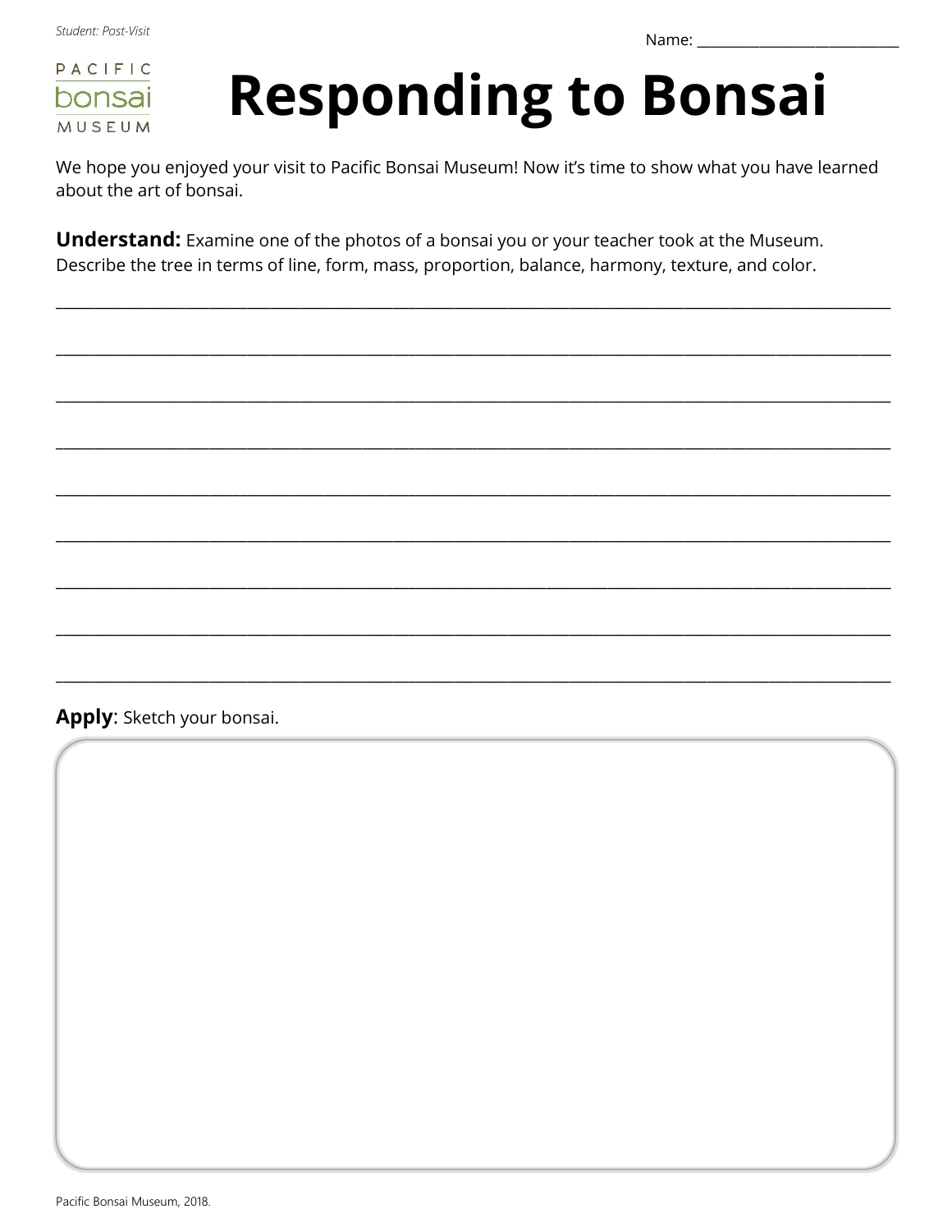*Student: Post-Visit*

Name: ____________________________

PACIFIC
bonsai
MUSEUM

# Responding to Bonsai

We hope you enjoyed your visit to Pacific Bonsai Museum! Now it's time to show what you have learned about the art of bonsai.

**Understand:** Examine one of the photos of a bonsai you or your teacher took at the Museum. Describe the tree in terms of line, form, mass, proportion, balance, harmony, texture, and color.

_______________________________________________________________________________

_______________________________________________________________________________

_______________________________________________________________________________

_______________________________________________________________________________

_______________________________________________________________________________

_______________________________________________________________________________

_______________________________________________________________________________

_______________________________________________________________________________

_______________________________________________________________________________

**Apply**: Sketch your bonsai.

Pacific Bonsai Museum, 2018.